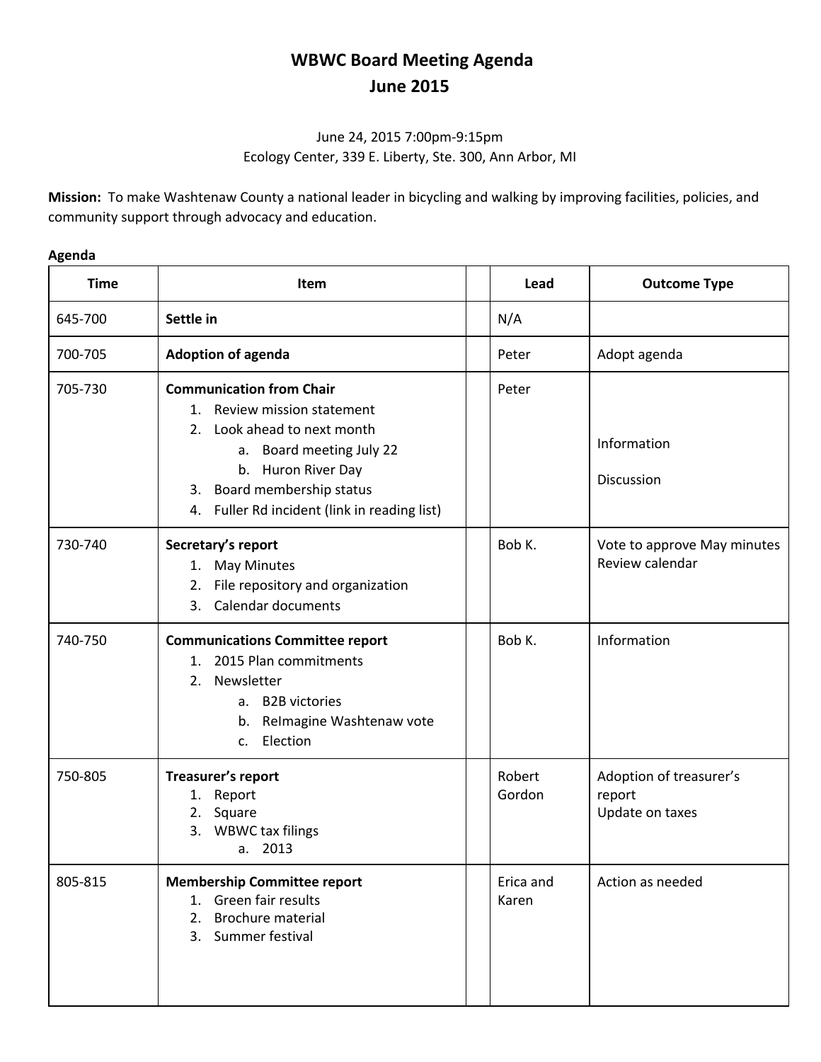# WBWC Board Meeting Agenda
# June 2015

June 24, 2015 7:00pm-9:15pm
Ecology Center, 339 E. Liberty, Ste. 300, Ann Arbor, MI

**Mission:** To make Washtenaw County a national leader in bicycling and walking by improving facilities, policies, and community support through advocacy and education.

**Agenda**

| Time | Item | | Lead | Outcome Type |
|---|---|---|---|---|
| 645-700 | **Settle in** | | N/A | |
| 700-705 | **Adoption of agenda** | | Peter | Adopt agenda |
| 705-730 | **Communication from Chair**<br>1. Review mission statement<br>2. Look ahead to next month<br>a. Board meeting July 22<br>b. Huron River Day<br>3. Board membership status<br>4. Fuller Rd incident (link in reading list) | | Peter | Information<br><br>Discussion |
| 730-740 | **Secretary's report**<br>1. May Minutes<br>2. File repository and organization<br>3. Calendar documents | | Bob K. | Vote to approve May minutes<br>Review calendar |
| 740-750 | **Communications Committee report**<br>1. 2015 Plan commitments<br>2. Newsletter<br>a. B2B victories<br>b. ReImagine Washtenaw vote<br>c. Election | | Bob K. | Information |
| 750-805 | **Treasurer's report**<br>1. Report<br>2. Square<br>3. WBWC tax filings<br>a. 2013 | | Robert Gordon | Adoption of treasurer's report<br>Update on taxes |
| 805-815 | **Membership Committee report**<br>1. Green fair results<br>2. Brochure material<br>3. Summer festival | | Erica and Karen | Action as needed |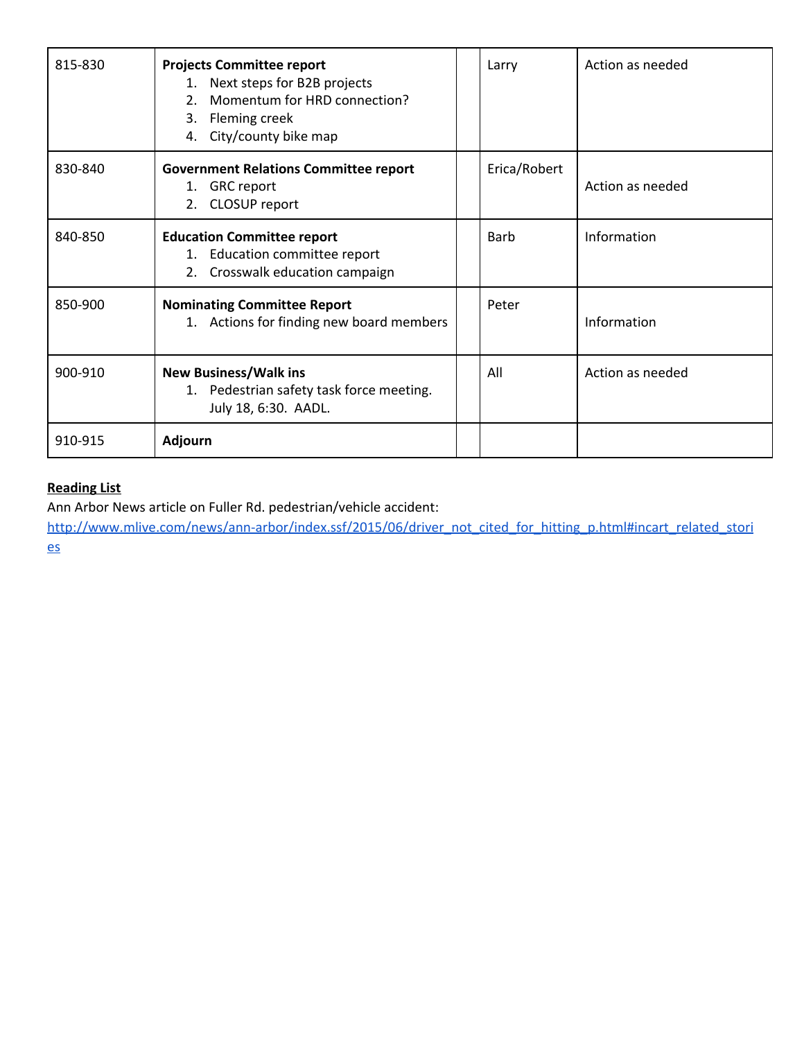| | | | | |
|---|---|---|---|---|
| 815-830 | **Projects Committee report**<br>1. Next steps for B2B projects<br>2. Momentum for HRD connection?<br>3. Fleming creek<br>4. City/county bike map | | Larry | Action as needed |
| 830-840 | **Government Relations Committee report**<br>1. GRC report<br>2. CLOSUP report | | Erica/Robert | Action as needed |
| 840-850 | **Education Committee report**<br>1. Education committee report<br>2. Crosswalk education campaign | | Barb | Information |
| 850-900 | **Nominating Committee Report**<br>1. Actions for finding new board members | | Peter | Information |
| 900-910 | **New Business/Walk ins**<br>1. Pedestrian safety task force meeting. July 18, 6:30. AADL. | | All | Action as needed |
| 910-915 | **Adjourn** | | | |

**Reading List**

Ann Arbor News article on Fuller Rd. pedestrian/vehicle accident:
http://www.mlive.com/news/ann-arbor/index.ssf/2015/06/driver_not_cited_for_hitting_p.html#incart_related_stories